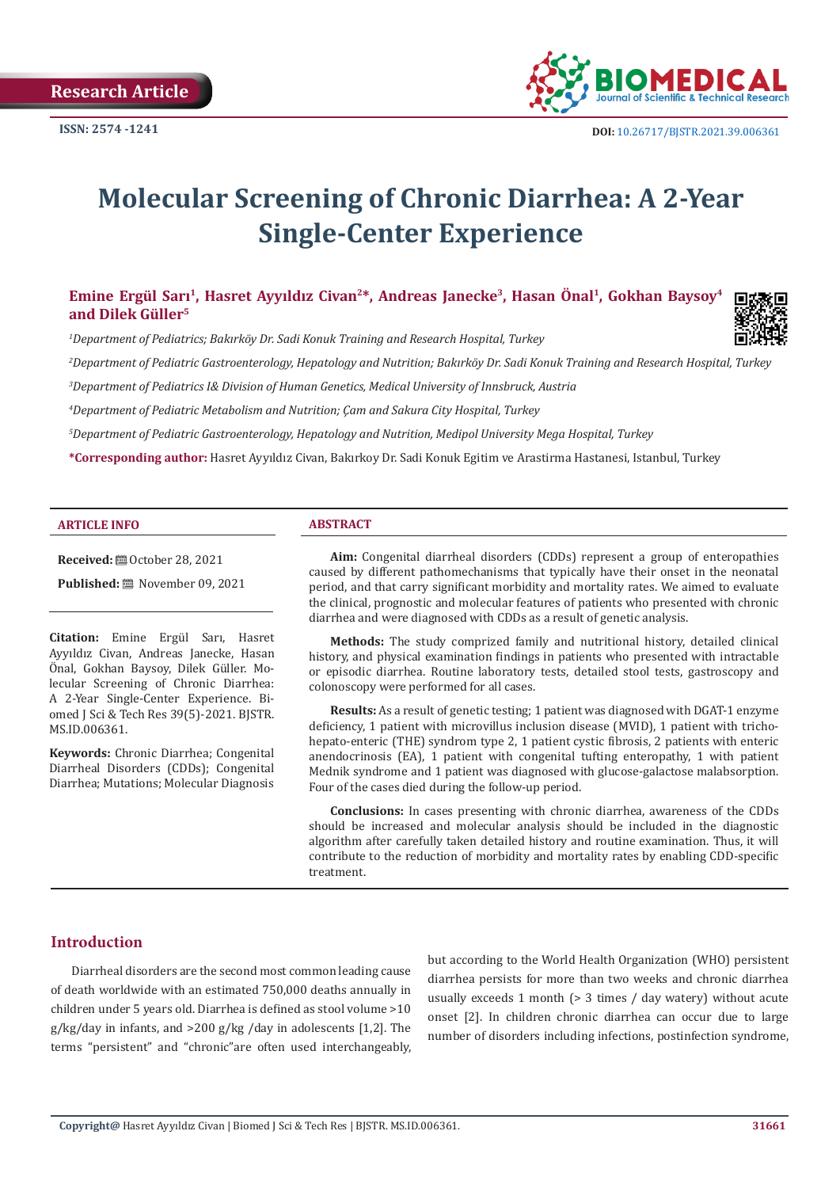Research Article

ISSN: 2574 -1241

DOI: 10.26717/BJSTR.2021.39.006361

# Molecular Screening of Chronic Diarrhea: A 2-Year Single-Center Experience

**Emine Ergül Sarı[1], Hasret Ayyıldız Civan[2]\*, Andreas Janecke[3], Hasan Önal[1], Gokhan Baysoy[4] and Dilek Güller[5]**

[1]*Department of Pediatrics; Bakırköy Dr. Sadi Konuk Training and Research Hospital, Turkey*

[2]*Department of Pediatric Gastroenterology, Hepatology and Nutrition; Bakırköy Dr. Sadi Konuk Training and Research Hospital, Turkey*

[3]*Department of Pediatrics I& Division of Human Genetics, Medical University of Innsbruck, Austria*

[4]*Department of Pediatric Metabolism and Nutrition; Çam and Sakura City Hospital, Turkey*

[5]*Department of Pediatric Gastroenterology, Hepatology and Nutrition, Medipol University Mega Hospital, Turkey*

**\*Corresponding author:** Hasret Ayyıldız Civan, Bakırkoy Dr. Sadi Konuk Egitim ve Arastirma Hastanesi, Istanbul, Turkey

## ARTICLE INFO

**Received:** October 28, 2021

**Published:** November 09, 2021

**Citation:** Emine Ergül Sarı, Hasret Ayyıldız Civan, Andreas Janecke, Hasan Önal, Gokhan Baysoy, Dilek Güller. Molecular Screening of Chronic Diarrhea: A 2-Year Single-Center Experience. Biomed J Sci & Tech Res 39(5)-2021. BJSTR. MS.ID.006361.

**Keywords:** Chronic Diarrhea; Congenital Diarrheal Disorders (CDDs); Congenital Diarrhea; Mutations; Molecular Diagnosis

## ABSTRACT

**Aim:** Congenital diarrheal disorders (CDDs) represent a group of enteropathies caused by different pathomechanisms that typically have their onset in the neonatal period, and that carry significant morbidity and mortality rates. We aimed to evaluate the clinical, prognostic and molecular features of patients who presented with chronic diarrhea and were diagnosed with CDDs as a result of genetic analysis.

**Methods:** The study comprized family and nutritional history, detailed clinical history, and physical examination findings in patients who presented with intractable or episodic diarrhea. Routine laboratory tests, detailed stool tests, gastroscopy and colonoscopy were performed for all cases.

**Results:** As a result of genetic testing; 1 patient was diagnosed with DGAT-1 enzyme deficiency, 1 patient with microvillus inclusion disease (MVID), 1 patient with tricho-hepato-enteric (THE) syndrom type 2, 1 patient cystic fibrosis, 2 patients with enteric anendocrinosis (EA), 1 patient with congenital tufting enteropathy, 1 with patient Mednik syndrome and 1 patient was diagnosed with glucose-galactose malabsorption. Four of the cases died during the follow-up period.

**Conclusions:** In cases presenting with chronic diarrhea, awareness of the CDDs should be increased and molecular analysis should be included in the diagnostic algorithm after carefully taken detailed history and routine examination. Thus, it will contribute to the reduction of morbidity and mortality rates by enabling CDD-specific treatment.

## Introduction

Diarrheal disorders are the second most common leading cause of death worldwide with an estimated 750,000 deaths annually in children under 5 years old. Diarrhea is defined as stool volume >10 g/kg/day in infants, and >200 g/kg /day in adolescents [1,2]. The terms "persistent" and "chronic"are often used interchangeably, but according to the World Health Organization (WHO) persistent diarrhea persists for more than two weeks and chronic diarrhea usually exceeds 1 month (> 3 times / day watery) without acute onset [2]. In children chronic diarrhea can occur due to large number of disorders including infections, postinfection syndrome,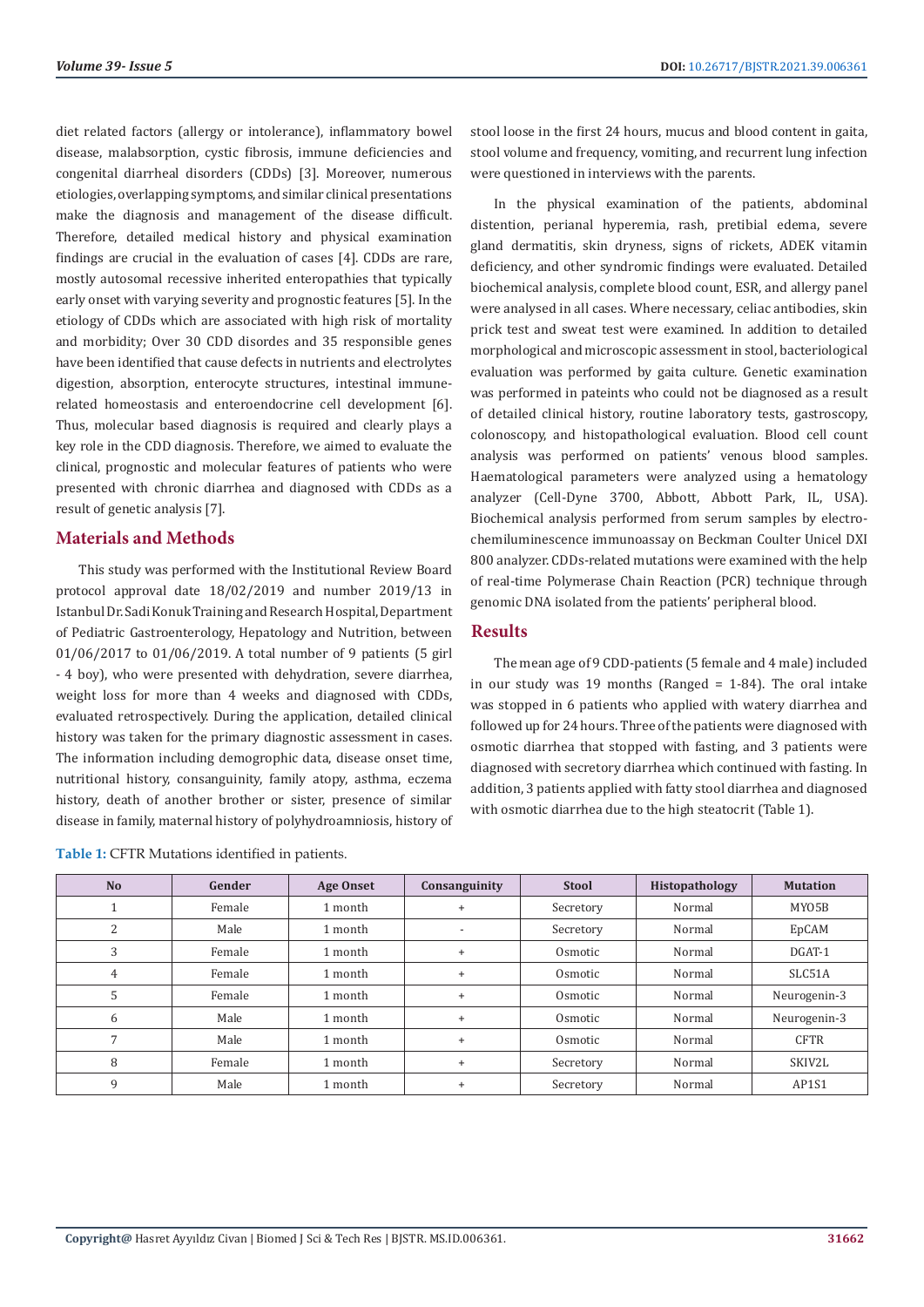diet related factors (allergy or intolerance), inflammatory bowel disease, malabsorption, cystic fibrosis, immune deficiencies and congenital diarrheal disorders (CDDs) [3]. Moreover, numerous etiologies, overlapping symptoms, and similar clinical presentations make the diagnosis and management of the disease difficult. Therefore, detailed medical history and physical examination findings are crucial in the evaluation of cases [4]. CDDs are rare, mostly autosomal recessive inherited enteropathies that typically early onset with varying severity and prognostic features [5]. In the etiology of CDDs which are associated with high risk of mortality and morbidity; Over 30 CDD disordes and 35 responsible genes have been identified that cause defects in nutrients and electrolytes digestion, absorption, enterocyte structures, intestinal immune-related homeostasis and enteroendocrine cell development [6]. Thus, molecular based diagnosis is required and clearly plays a key role in the CDD diagnosis. Therefore, we aimed to evaluate the clinical, prognostic and molecular features of patients who were presented with chronic diarrhea and diagnosed with CDDs as a result of genetic analysis [7].

## Materials and Methods

This study was performed with the Institutional Review Board protocol approval date 18/02/2019 and number 2019/13 in Istanbul Dr. Sadi Konuk Training and Research Hospital, Department of Pediatric Gastroenterology, Hepatology and Nutrition, between 01/06/2017 to 01/06/2019. A total number of 9 patients (5 girl - 4 boy), who were presented with dehydration, severe diarrhea, weight loss for more than 4 weeks and diagnosed with CDDs, evaluated retrospectively. During the application, detailed clinical history was taken for the primary diagnostic assessment in cases. The information including demographic data, disease onset time, nutritional history, consanguinity, family atopy, asthma, eczema history, death of another brother or sister, presence of similar disease in family, maternal history of polyhydroamniosis, history of stool loose in the first 24 hours, mucus and blood content in gaita, stool volume and frequency, vomiting, and recurrent lung infection were questioned in interviews with the parents.

In the physical examination of the patients, abdominal distention, perianal hyperemia, rash, pretibial edema, severe gland dermatitis, skin dryness, signs of rickets, ADEK vitamin deficiency, and other syndromic findings were evaluated. Detailed biochemical analysis, complete blood count, ESR, and allergy panel were analysed in all cases. Where necessary, celiac antibodies, skin prick test and sweat test were examined. In addition to detailed morphological and microscopic assessment in stool, bacteriological evaluation was performed by gaita culture. Genetic examination was performed in pateints who could not be diagnosed as a result of detailed clinical history, routine laboratory tests, gastroscopy, colonoscopy, and histopathological evaluation. Blood cell count analysis was performed on patients' venous blood samples. Haematological parameters were analyzed using a hematology analyzer (Cell-Dyne 3700, Abbott, Abbott Park, IL, USA). Biochemical analysis performed from serum samples by electro-chemiluminescence immunoassay on Beckman Coulter Unicel DXI 800 analyzer. CDDs-related mutations were examined with the help of real-time Polymerase Chain Reaction (PCR) technique through genomic DNA isolated from the patients' peripheral blood.

## Results

The mean age of 9 CDD-patients (5 female and 4 male) included in our study was 19 months (Ranged = 1-84). The oral intake was stopped in 6 patients who applied with watery diarrhea and followed up for 24 hours. Three of the patients were diagnosed with osmotic diarrhea that stopped with fasting, and 3 patients were diagnosed with secretory diarrhea which continued with fasting. In addition, 3 patients applied with fatty stool diarrhea and diagnosed with osmotic diarrhea due to the high steatocrit (Table 1).

**Table 1:** CFTR Mutations identified in patients.

| No | Gender | Age Onset | Consanguinity | Stool | Histopathology | Mutation |
|---|---|---|---|---|---|---|
| 1 | Female | 1 month | + | Secretory | Normal | MYO5B |
| 2 | Male | 1 month | - | Secretory | Normal | EpCAM |
| 3 | Female | 1 month | + | Osmotic | Normal | DGAT-1 |
| 4 | Female | 1 month | + | Osmotic | Normal | SLC51A |
| 5 | Female | 1 month | + | Osmotic | Normal | Neurogenin-3 |
| 6 | Male | 1 month | + | Osmotic | Normal | Neurogenin-3 |
| 7 | Male | 1 month | + | Osmotic | Normal | CFTR |
| 8 | Female | 1 month | + | Secretory | Normal | SKIV2L |
| 9 | Male | 1 month | + | Secretory | Normal | AP1S1 |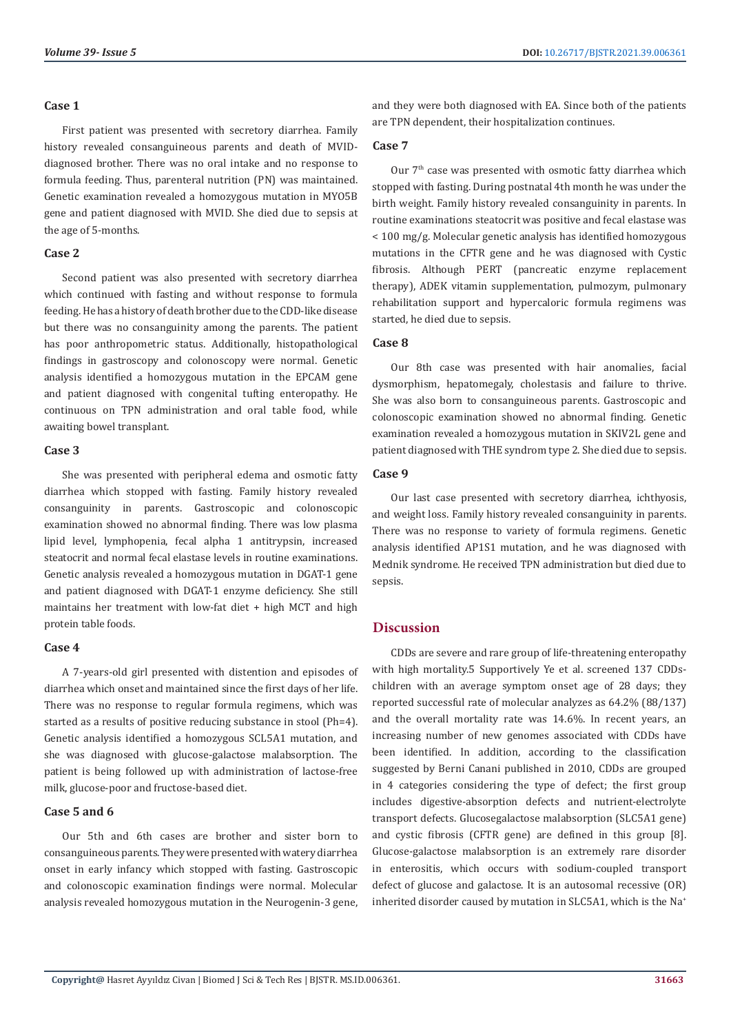### Case 1

First patient was presented with secretory diarrhea. Family history revealed consanguineous parents and death of MVID-diagnosed brother. There was no oral intake and no response to formula feeding. Thus, parenteral nutrition (PN) was maintained. Genetic examination revealed a homozygous mutation in MYO5B gene and patient diagnosed with MVID. She died due to sepsis at the age of 5-months.

### Case 2

Second patient was also presented with secretory diarrhea which continued with fasting and without response to formula feeding. He has a history of death brother due to the CDD-like disease but there was no consanguinity among the parents. The patient has poor anthropometric status. Additionally, histopathological findings in gastroscopy and colonoscopy were normal. Genetic analysis identified a homozygous mutation in the EPCAM gene and patient diagnosed with congenital tufting enteropathy. He continuous on TPN administration and oral table food, while awaiting bowel transplant.

### Case 3

She was presented with peripheral edema and osmotic fatty diarrhea which stopped with fasting. Family history revealed consanguinity in parents. Gastroscopic and colonoscopic examination showed no abnormal finding. There was low plasma lipid level, lymphopenia, fecal alpha 1 antitrypsin, increased steatocrit and normal fecal elastase levels in routine examinations. Genetic analysis revealed a homozygous mutation in DGAT-1 gene and patient diagnosed with DGAT-1 enzyme deficiency. She still maintains her treatment with low-fat diet + high MCT and high protein table foods.

### Case 4

A 7-years-old girl presented with distention and episodes of diarrhea which onset and maintained since the first days of her life. There was no response to regular formula regimens, which was started as a results of positive reducing substance in stool (Ph=4). Genetic analysis identified a homozygous SCL5A1 mutation, and she was diagnosed with glucose-galactose malabsorption. The patient is being followed up with administration of lactose-free milk, glucose-poor and fructose-based diet.

### Case 5 and 6

Our 5th and 6th cases are brother and sister born to consanguineous parents. They were presented with watery diarrhea onset in early infancy which stopped with fasting. Gastroscopic and colonoscopic examination findings were normal. Molecular analysis revealed homozygous mutation in the Neurogenin-3 gene, and they were both diagnosed with EA. Since both of the patients are TPN dependent, their hospitalization continues.

### Case 7

Our 7th case was presented with osmotic fatty diarrhea which stopped with fasting. During postnatal 4th month he was under the birth weight. Family history revealed consanguinity in parents. In routine examinations steatocrit was positive and fecal elastase was < 100 mg/g. Molecular genetic analysis has identified homozygous mutations in the CFTR gene and he was diagnosed with Cystic fibrosis. Although PERT (pancreatic enzyme replacement therapy), ADEK vitamin supplementation, pulmozym, pulmonary rehabilitation support and hypercaloric formula regimens was started, he died due to sepsis.

### Case 8

Our 8th case was presented with hair anomalies, facial dysmorphism, hepatomegaly, cholestasis and failure to thrive. She was also born to consanguineous parents. Gastroscopic and colonoscopic examination showed no abnormal finding. Genetic examination revealed a homozygous mutation in SKIV2L gene and patient diagnosed with THE syndrom type 2. She died due to sepsis.

### Case 9

Our last case presented with secretory diarrhea, ichthyosis, and weight loss. Family history revealed consanguinity in parents. There was no response to variety of formula regimens. Genetic analysis identified AP1S1 mutation, and he was diagnosed with Mednik syndrome. He received TPN administration but died due to sepsis.

## Discussion

CDDs are severe and rare group of life-threatening enteropathy with high mortality.5 Supportively Ye et al. screened 137 CDDs-children with an average symptom onset age of 28 days; they reported successful rate of molecular analyzes as 64.2% (88/137) and the overall mortality rate was 14.6%. In recent years, an increasing number of new genomes associated with CDDs have been identified. In addition, according to the classification suggested by Berni Canani published in 2010, CDDs are grouped in 4 categories considering the type of defect; the first group includes digestive-absorption defects and nutrient-electrolyte transport defects. Glucosegalactose malabsorption (SLC5A1 gene) and cystic fibrosis (CFTR gene) are defined in this group [8]. Glucose-galactose malabsorption is an extremely rare disorder in enterositis, which occurs with sodium-coupled transport defect of glucose and galactose. It is an autosomal recessive (OR) inherited disorder caused by mutation in SLC5A1, which is the $Na^+$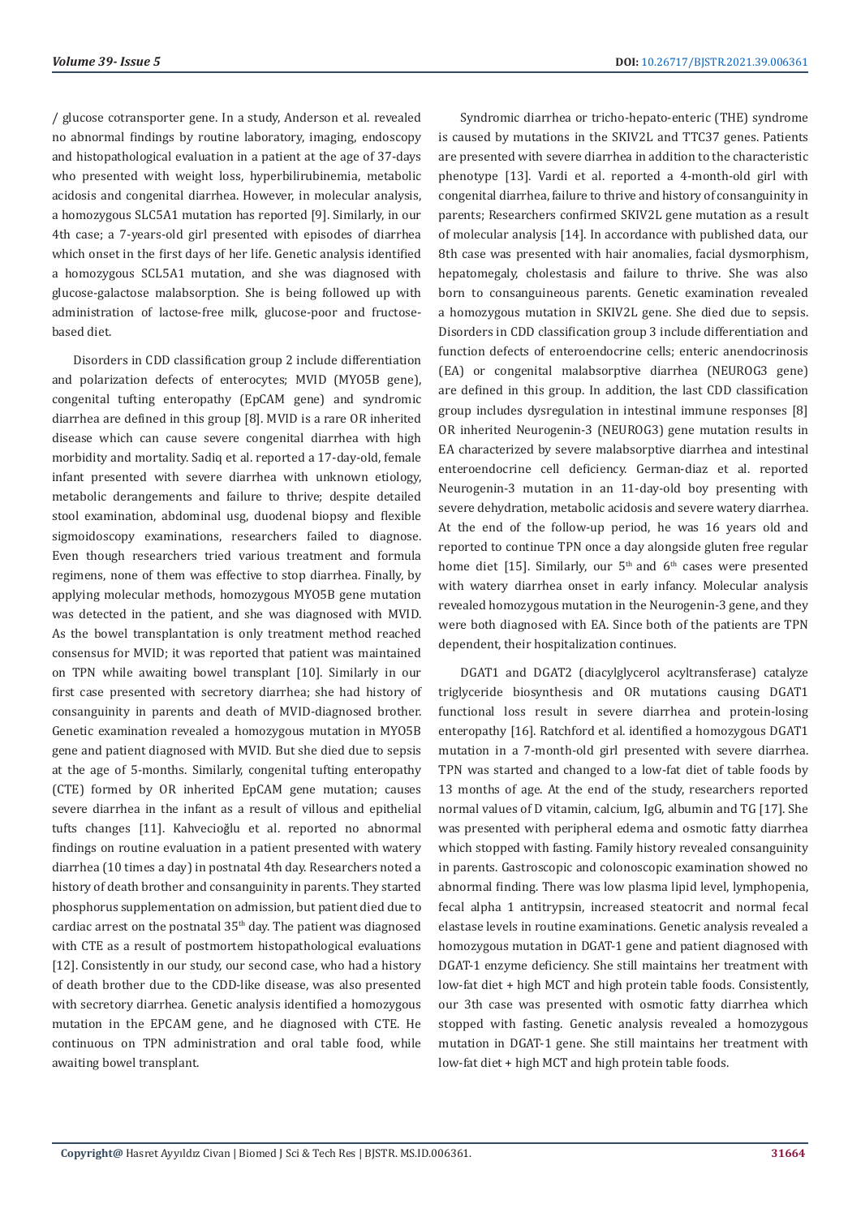/ glucose cotransporter gene. In a study, Anderson et al. revealed no abnormal findings by routine laboratory, imaging, endoscopy and histopathological evaluation in a patient at the age of 37-days who presented with weight loss, hyperbilirubinemia, metabolic acidosis and congenital diarrhea. However, in molecular analysis, a homozygous SLC5A1 mutation has reported [9]. Similarly, in our 4th case; a 7-years-old girl presented with episodes of diarrhea which onset in the first days of her life. Genetic analysis identified a homozygous SCL5A1 mutation, and she was diagnosed with glucose-galactose malabsorption. She is being followed up with administration of lactose-free milk, glucose-poor and fructose-based diet.

Disorders in CDD classification group 2 include differentiation and polarization defects of enterocytes; MVID (MYO5B gene), congenital tufting enteropathy (EpCAM gene) and syndromic diarrhea are defined in this group [8]. MVID is a rare OR inherited disease which can cause severe congenital diarrhea with high morbidity and mortality. Sadiq et al. reported a 17-day-old, female infant presented with severe diarrhea with unknown etiology, metabolic derangements and failure to thrive; despite detailed stool examination, abdominal usg, duodenal biopsy and flexible sigmoidoscopy examinations, researchers failed to diagnose. Even though researchers tried various treatment and formula regimens, none of them was effective to stop diarrhea. Finally, by applying molecular methods, homozygous MYO5B gene mutation was detected in the patient, and she was diagnosed with MVID. As the bowel transplantation is only treatment method reached consensus for MVID; it was reported that patient was maintained on TPN while awaiting bowel transplant [10]. Similarly in our first case presented with secretory diarrhea; she had history of consanguinity in parents and death of MVID-diagnosed brother. Genetic examination revealed a homozygous mutation in MYO5B gene and patient diagnosed with MVID. But she died due to sepsis at the age of 5-months. Similarly, congenital tufting enteropathy (CTE) formed by OR inherited EpCAM gene mutation; causes severe diarrhea in the infant as a result of villous and epithelial tufts changes [11]. Kahvecioğlu et al. reported no abnormal findings on routine evaluation in a patient presented with watery diarrhea (10 times a day) in postnatal 4th day. Researchers noted a history of death brother and consanguinity in parents. They started phosphorus supplementation on admission, but patient died due to cardiac arrest on the postnatal 35th day. The patient was diagnosed with CTE as a result of postmortem histopathological evaluations [12]. Consistently in our study, our second case, who had a history of death brother due to the CDD-like disease, was also presented with secretory diarrhea. Genetic analysis identified a homozygous mutation in the EPCAM gene, and he diagnosed with CTE. He continuous on TPN administration and oral table food, while awaiting bowel transplant.

Syndromic diarrhea or tricho-hepato-enteric (THE) syndrome is caused by mutations in the SKIV2L and TTC37 genes. Patients are presented with severe diarrhea in addition to the characteristic phenotype [13]. Vardi et al. reported a 4-month-old girl with congenital diarrhea, failure to thrive and history of consanguinity in parents; Researchers confirmed SKIV2L gene mutation as a result of molecular analysis [14]. In accordance with published data, our 8th case was presented with hair anomalies, facial dysmorphism, hepatomegaly, cholestasis and failure to thrive. She was also born to consanguineous parents. Genetic examination revealed a homozygous mutation in SKIV2L gene. She died due to sepsis. Disorders in CDD classification group 3 include differentiation and function defects of enteroendocrine cells; enteric anendocrinosis (EA) or congenital malabsorptive diarrhea (NEUROG3 gene) are defined in this group. In addition, the last CDD classification group includes dysregulation in intestinal immune responses [8] OR inherited Neurogenin-3 (NEUROG3) gene mutation results in EA characterized by severe malabsorptive diarrhea and intestinal enteroendocrine cell deficiency. German-diaz et al. reported Neurogenin-3 mutation in an 11-day-old boy presenting with severe dehydration, metabolic acidosis and severe watery diarrhea. At the end of the follow-up period, he was 16 years old and reported to continue TPN once a day alongside gluten free regular home diet [15]. Similarly, our 5th and 6th cases were presented with watery diarrhea onset in early infancy. Molecular analysis revealed homozygous mutation in the Neurogenin-3 gene, and they were both diagnosed with EA. Since both of the patients are TPN dependent, their hospitalization continues.

DGAT1 and DGAT2 (diacylglycerol acyltransferase) catalyze triglyceride biosynthesis and OR mutations causing DGAT1 functional loss result in severe diarrhea and protein-losing enteropathy [16]. Ratchford et al. identified a homozygous DGAT1 mutation in a 7-month-old girl presented with severe diarrhea. TPN was started and changed to a low-fat diet of table foods by 13 months of age. At the end of the study, researchers reported normal values of D vitamin, calcium, IgG, albumin and TG [17]. She was presented with peripheral edema and osmotic fatty diarrhea which stopped with fasting. Family history revealed consanguinity in parents. Gastroscopic and colonoscopic examination showed no abnormal finding. There was low plasma lipid level, lymphopenia, fecal alpha 1 antitrypsin, increased steatocrit and normal fecal elastase levels in routine examinations. Genetic analysis revealed a homozygous mutation in DGAT-1 gene and patient diagnosed with DGAT-1 enzyme deficiency. She still maintains her treatment with low-fat diet + high MCT and high protein table foods. Consistently, our 3th case was presented with osmotic fatty diarrhea which stopped with fasting. Genetic analysis revealed a homozygous mutation in DGAT-1 gene. She still maintains her treatment with low-fat diet + high MCT and high protein table foods.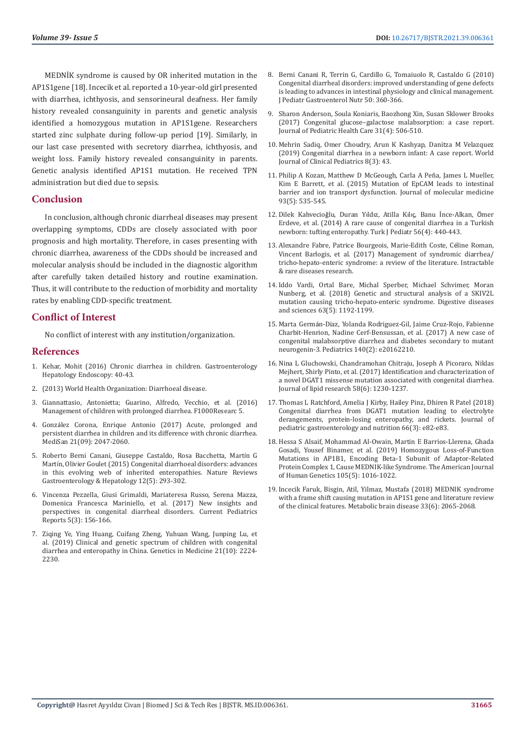MEDNİK syndrome is caused by OR inherited mutation in the AP1S1gene [18]. Incecik et al. reported a 10-year-old girl presented with diarrhea, ichthyosis, and sensorineural deafness. Her family history revealed consanguinity in parents and genetic analysis identified a homozygous mutation in AP1S1gene. Researchers started zinc sulphate during follow-up period [19]. Similarly, in our last case presented with secretory diarrhea, ichthyosis, and weight loss. Family history revealed consanguinity in parents. Genetic analysis identified AP1S1 mutation. He received TPN administration but died due to sepsis.

## Conclusion

In conclusion, although chronic diarrheal diseases may present overlapping symptoms, CDDs are closely associated with poor prognosis and high mortality. Therefore, in cases presenting with chronic diarrhea, awareness of the CDDs should be increased and molecular analysis should be included in the diagnostic algorithm after carefully taken detailed history and routine examination. Thus, it will contribute to the reduction of morbidity and mortality rates by enabling CDD-specific treatment.

## Conflict of Interest

No conflict of interest with any institution/organization.

## References

1. Kehar, Mohit (2016) Chronic diarrhea in children. Gastroenterology Hepatology Endoscopy: 40-43.
2. (2013) World Health Organization: Diarrhoeal disease.
3. Giannattasio, Antonietta; Guarino, Alfredo, Vecchio, et al. (2016) Management of children with prolonged diarrhea. F1000Researc 5.
4. González Corona, Enrique Antonio (2017) Acute, prolonged and persistent diarrhea in children and its difference with chronic diarrhea. MediSan 21(09): 2047-2060.
5. Roberto Berni Canani, Giuseppe Castaldo, Rosa Bacchetta, Martín G Martín, Olivier Goulet (2015) Congenital diarrhoeal disorders: advances in this evolving web of inherited enteropathies. Nature Reviews Gastroenterology & Hepatology 12(5): 293-302.
6. Vincenza Pezzella, Giusi Grimaldi, Mariateresa Russo, Serena Mazza, Domenica Francesca Mariniello, et al. (2017) New insights and perspectives in congenital diarrheal disorders. Current Pediatrics Reports 5(3): 156-166.
7. Ziqing Ye, Ying Huang, Cuifang Zheng, Yuhuan Wang, Junping Lu, et al. (2019) Clinical and genetic spectrum of children with congenital diarrhea and enteropathy in China. Genetics in Medicine 21(10): 2224-2230.
8. Berni Canani R, Terrin G, Cardillo G, Tomaiuolo R, Castaldo G (2010) Congenital diarrheal disorders: improved understanding of gene defects is leading to advances in intestinal physiology and clinical management. J Pediatr Gastroenterol Nutr 50: 360-366.
9. Sharon Anderson, Soula Koniaris, Baozhong Xin, Susan Sklower Brooks (2017) Congenital glucose–galactose malabsorption: a case report. Journal of Pediatric Health Care 31(4): 506-510.
10. Mehrin Sadiq, Omer Choudry, Arun K Kashyap, Danitza M Velazquez (2019) Congenital diarrhea in a newborn infant: A case report. World Journal of Clinical Pediatrics 8(3): 43.
11. Philip A Kozan, Matthew D McGeough, Carla A Peña, James L Mueller, Kim E Barrett, et al. (2015) Mutation of EpCAM leads to intestinal barrier and ion transport dysfunction. Journal of molecular medicine 93(5): 535-545.
12. Dilek Kahvecioğlu, Duran Yıldız, Atilla Kılıç, Banu İnce-Alkan, Ömer Erdeve, et al. (2014) A rare cause of congenital diarrhea in a Turkish newborn: tufting enteropathy. Turk J Pediatr 56(4): 440-443.
13. Alexandre Fabre, Patrice Bourgeois, Marie-Edith Coste, Céline Roman, Vincent Barlogis, et al. (2017) Management of syndromic diarrhea/tricho-hepato-enteric syndrome: a review of the literature. Intractable & rare diseases research.
14. Iddo Vardi, Ortal Bare, Michal Sperber, Michael Schvimer, Moran Nunberg, et al. (2018) Genetic and structural analysis of a SKIV2L mutation causing tricho-hepato-enteric syndrome. Digestive diseases and sciences 63(5): 1192-1199.
15. Marta Germán-Díaz, Yolanda Rodriguez-Gil, Jaime Cruz-Rojo, Fabienne Charbit-Henrion, Nadine Cerf-Bensussan, et al. (2017) A new case of congenital malabsorptive diarrhea and diabetes secondary to mutant neurogenin-3. Pediatrics 140(2): e20162210.
16. Nina L Gluchowski, Chandramohan Chitraju, Joseph A Picoraro, Niklas Mejhert, Shirly Pinto, et al. (2017) Identification and characterization of a novel DGAT1 missense mutation associated with congenital diarrhea. Journal of lipid research 58(6): 1230-1237.
17. Thomas L Ratchford, Amelia J Kirby, Hailey Pinz, Dhiren R Patel (2018) Congenital diarrhea from DGAT1 mutation leading to electrolyte derangements, protein-losing enteropathy, and rickets. Journal of pediatric gastroenterology and nutrition 66(3): e82-e83.
18. Hessa S Alsaif, Mohammad Al-Owain, Martin E Barrios-Llerena, Ghada Gosadi, Yousef Binamer, et al. (2019) Homozygous Loss-of-Function Mutations in AP1B1, Encoding Beta-1 Subunit of Adaptor-Related Protein Complex 1, Cause MEDNIK-like Syndrome. The American Journal of Human Genetics 105(5): 1016-1022.
19. Incecik Faruk, Bisgin, Atil, Yilmaz, Mustafa (2018) MEDNIK syndrome with a frame shift causing mutation in AP1S1 gene and literature review of the clinical features. Metabolic brain disease 33(6): 2065-2068.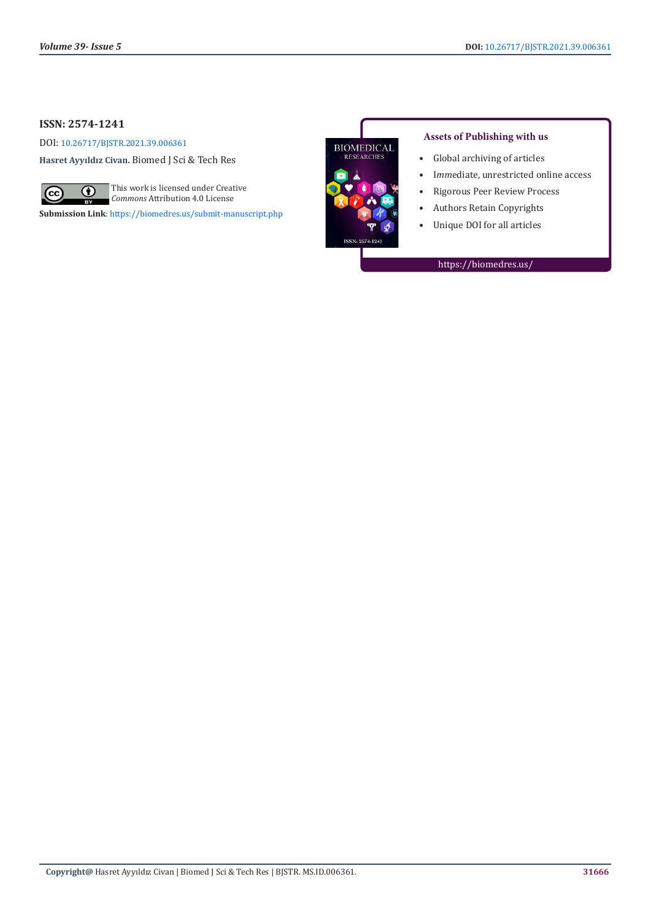**ISSN: 2574-1241**

DOI: 10.26717/BJSTR.2021.39.006361

**Hasret Ayyıldız Civan.** Biomed J Sci & Tech Res

This work is licensed under Creative *Commons* Attribution 4.0 License

**Submission Link**: https://biomedres.us/submit-manuscript.php

### Assets of Publishing with us

- Global archiving of articles
- Immediate, unrestricted online access
- Rigorous Peer Review Process
- Authors Retain Copyrights
- Unique DOI for all articles

https://biomedres.us/